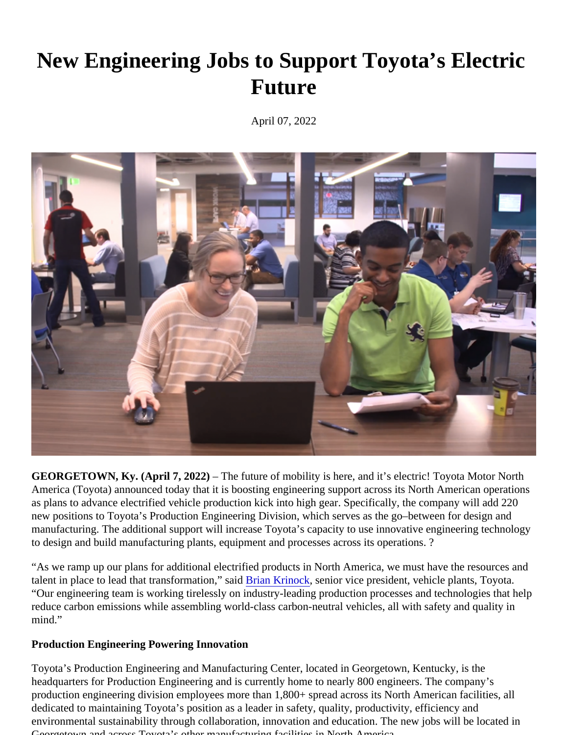# New Engineering Jobs to Support Toyota's Electric Future

April 07, 2022

**GEORGETOWN, Ky. (April 7, 2022)** – The future of mobility is here, and it's electric! Toyota Motor North America (Toyota) announced today that it is boosting engineering support across its North American operations as plans to advance electrified vehicle production kick into high gear. Specifically, the company will add 220 new positions to Toyota's Production Engineering Division, which serves as the go–between for design and manufacturing. The additional support will increase Toyota's capacity to use innovative engineering technology to design and build manufacturing plants, equipment and processes across its operations. ?

"As we ramp up our plans for additional electrified products in North America, we must have the resources and talent in place to lead that transformation," said Brian Krinock, senior vice president, vehicle plants, Toyota. "Our engineering team is working tirelessly on industry-leading production processes and technologies that help reduce carbon emissions while assembling world-class carbon-neutral vehicles, all with safety and quality in mind."

**Production Engineering Powering Innovation**

Toyota's Production Engineering and Manufacturing Center, located in Georgetown, Kentucky, is the headquarters for Production Engineering and is currently home to nearly 800 engineers. The company's production engineering division employees more than 1,800+ spread across its North American facilities, all dedicated to maintaining Toyota's position as a leader in safety, quality, productivity, efficiency and environmental sustainability through collaboration, innovation and education. The new jobs will be located in Georgetown and across Toyota's other manufacturing facilities in North America.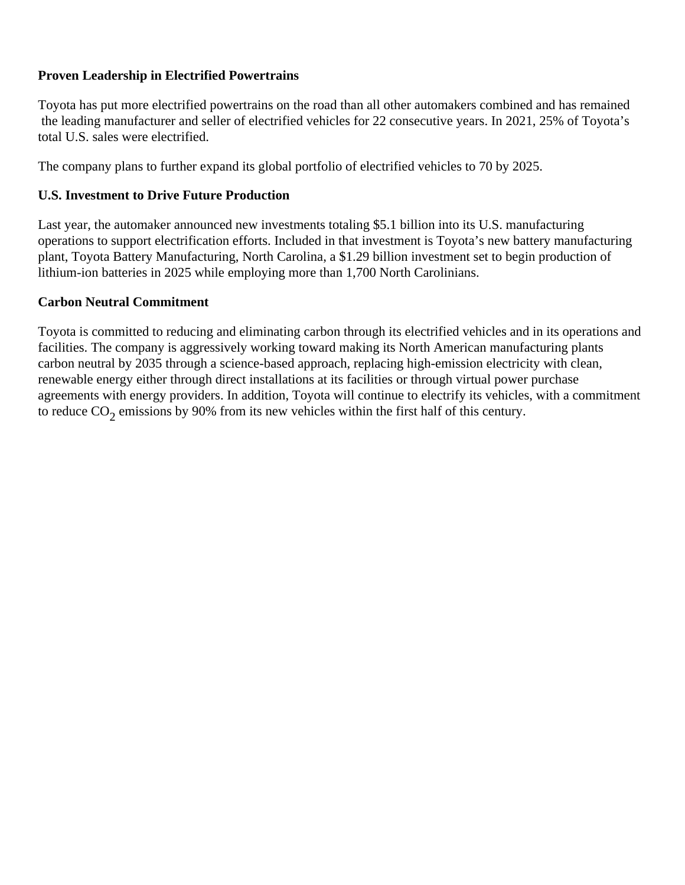**Proven Leadership in Electrified Powertrains**

Toyota has put more electrified powertrains on the road than all other automakers combined and has remained the leading manufacturer and seller of electrified vehicles for 22 consecutive years. In 2021, 25% of Toyota's total U.S. sales were electrified.

The company plans to further expand its global portfolio of electrified vehicles to 70 by 2025.

**U.S. Investment to Drive Future Production**

Last year, the automaker announced new investments totaling $5.1 billion into its U.S. manufacturing operations to support electrification efforts. Included in that investment is Toyota's new battery manufacturing plant, Toyota Battery Manufacturing, North Carolina, a $1.29 billion investment set to begin production of lithium-ion batteries in 2025 while employing more than 1,700 North Carolinians.

**Carbon Neutral Commitment**

Toyota is committed to reducing and eliminating carbon through its electrified vehicles and in its operations and facilities. The company is aggressively working toward making its North American manufacturing plants carbon neutral by 2035 through a science-based approach, replacing high-emission electricity with clean, renewable energy either through direct installations at its facilities or through virtual power purchase agreements with energy providers. In addition, Toyota will continue to electrify its vehicles, with a commitment to reduce $CO_2$ emissions by 90% from its new vehicles within the first half of this century.